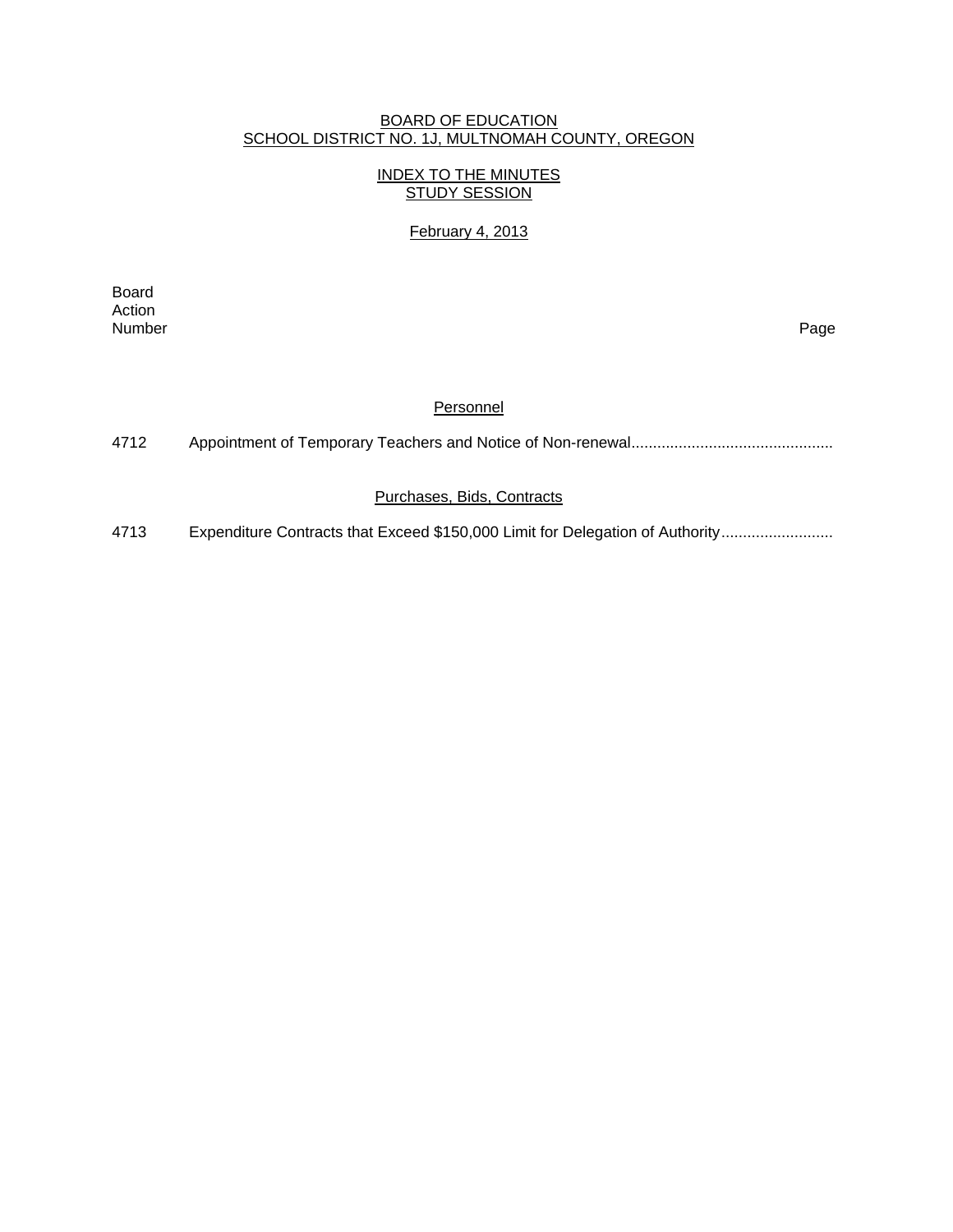BOARD OF EDUCATION
SCHOOL DISTRICT NO. 1J, MULTNOMAH COUNTY, OREGON

INDEX TO THE MINUTES
STUDY SESSION

February 4, 2013

| Board Action Number | | Page |
|---|---|---|
| | **Personnel** | |
| 4712 | Appointment of Temporary Teachers and Notice of Non-renewal.............................................. | |
| | **Purchases, Bids, Contracts** | |
| 4713 | Expenditure Contracts that Exceed $150,000 Limit for Delegation of Authority.......................... | |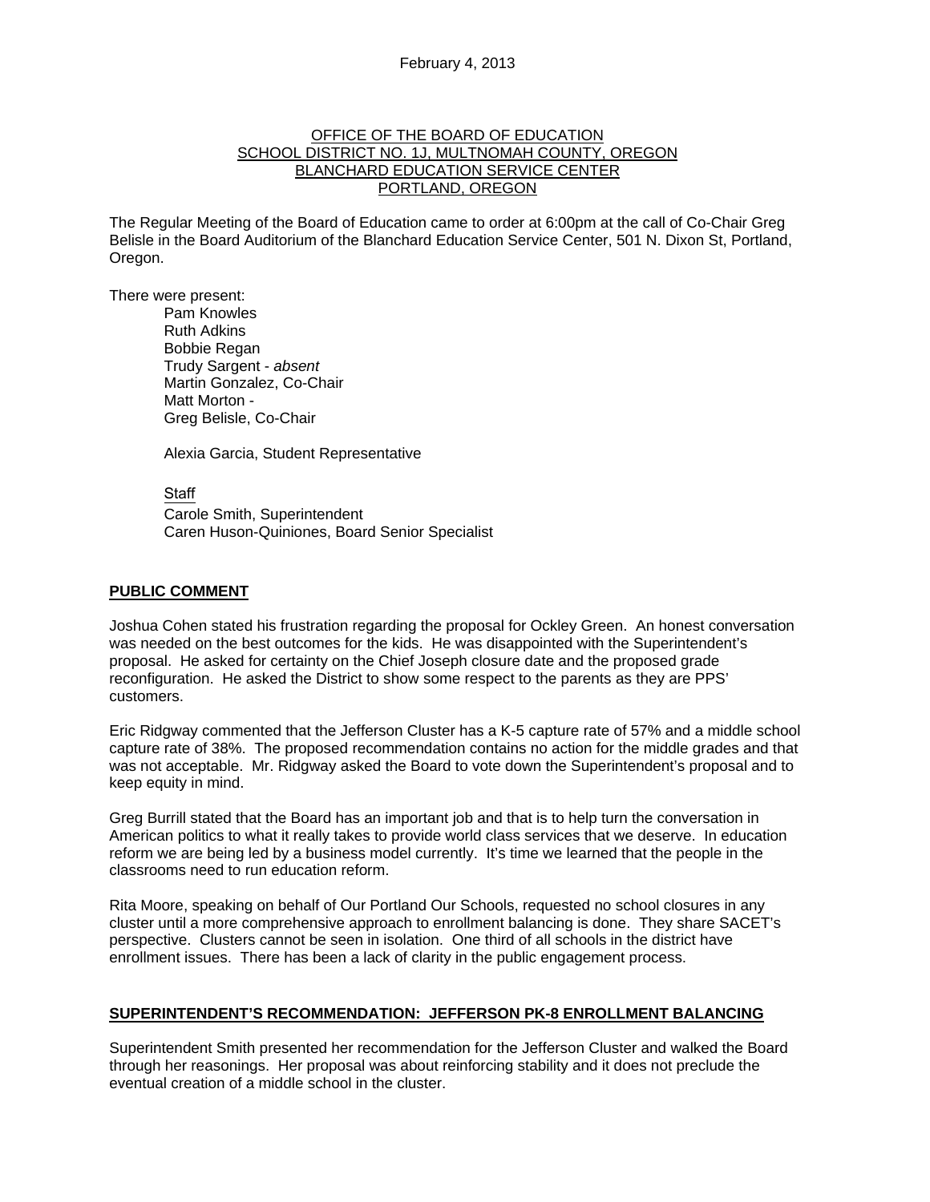February 4, 2013

OFFICE OF THE BOARD OF EDUCATION
SCHOOL DISTRICT NO. 1J, MULTNOMAH COUNTY, OREGON
BLANCHARD EDUCATION SERVICE CENTER
PORTLAND, OREGON

The Regular Meeting of the Board of Education came to order at 6:00pm at the call of Co-Chair Greg Belisle in the Board Auditorium of the Blanchard Education Service Center, 501 N. Dixon St, Portland, Oregon.

There were present:

Pam Knowles
Ruth Adkins
Bobbie Regan
Trudy Sargent - *absent*
Martin Gonzalez, Co-Chair
Matt Morton -
Greg Belisle, Co-Chair

Alexia Garcia, Student Representative

Staff
Carole Smith, Superintendent
Caren Huson-Quiniones, Board Senior Specialist

## PUBLIC COMMENT

Joshua Cohen stated his frustration regarding the proposal for Ockley Green. An honest conversation was needed on the best outcomes for the kids. He was disappointed with the Superintendent's proposal. He asked for certainty on the Chief Joseph closure date and the proposed grade reconfiguration. He asked the District to show some respect to the parents as they are PPS' customers.

Eric Ridgway commented that the Jefferson Cluster has a K-5 capture rate of 57% and a middle school capture rate of 38%. The proposed recommendation contains no action for the middle grades and that was not acceptable. Mr. Ridgway asked the Board to vote down the Superintendent's proposal and to keep equity in mind.

Greg Burrill stated that the Board has an important job and that is to help turn the conversation in American politics to what it really takes to provide world class services that we deserve. In education reform we are being led by a business model currently. It's time we learned that the people in the classrooms need to run education reform.

Rita Moore, speaking on behalf of Our Portland Our Schools, requested no school closures in any cluster until a more comprehensive approach to enrollment balancing is done. They share SACET's perspective. Clusters cannot be seen in isolation. One third of all schools in the district have enrollment issues. There has been a lack of clarity in the public engagement process.

## SUPERINTENDENT'S RECOMMENDATION: JEFFERSON PK-8 ENROLLMENT BALANCING

Superintendent Smith presented her recommendation for the Jefferson Cluster and walked the Board through her reasonings. Her proposal was about reinforcing stability and it does not preclude the eventual creation of a middle school in the cluster.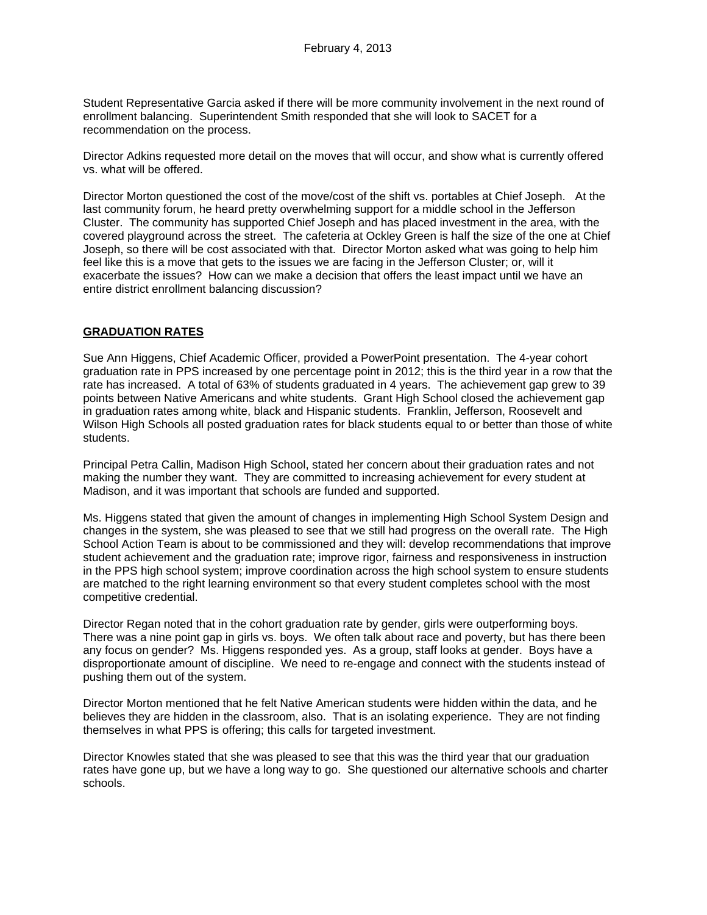Student Representative Garcia asked if there will be more community involvement in the next round of enrollment balancing. Superintendent Smith responded that she will look to SACET for a recommendation on the process.

Director Adkins requested more detail on the moves that will occur, and show what is currently offered vs. what will be offered.

Director Morton questioned the cost of the move/cost of the shift vs. portables at Chief Joseph. At the last community forum, he heard pretty overwhelming support for a middle school in the Jefferson Cluster. The community has supported Chief Joseph and has placed investment in the area, with the covered playground across the street. The cafeteria at Ockley Green is half the size of the one at Chief Joseph, so there will be cost associated with that. Director Morton asked what was going to help him feel like this is a move that gets to the issues we are facing in the Jefferson Cluster; or, will it exacerbate the issues? How can we make a decision that offers the least impact until we have an entire district enrollment balancing discussion?

## GRADUATION RATES

Sue Ann Higgens, Chief Academic Officer, provided a PowerPoint presentation. The 4-year cohort graduation rate in PPS increased by one percentage point in 2012; this is the third year in a row that the rate has increased. A total of 63% of students graduated in 4 years. The achievement gap grew to 39 points between Native Americans and white students. Grant High School closed the achievement gap in graduation rates among white, black and Hispanic students. Franklin, Jefferson, Roosevelt and Wilson High Schools all posted graduation rates for black students equal to or better than those of white students.

Principal Petra Callin, Madison High School, stated her concern about their graduation rates and not making the number they want. They are committed to increasing achievement for every student at Madison, and it was important that schools are funded and supported.

Ms. Higgens stated that given the amount of changes in implementing High School System Design and changes in the system, she was pleased to see that we still had progress on the overall rate. The High School Action Team is about to be commissioned and they will: develop recommendations that improve student achievement and the graduation rate; improve rigor, fairness and responsiveness in instruction in the PPS high school system; improve coordination across the high school system to ensure students are matched to the right learning environment so that every student completes school with the most competitive credential.

Director Regan noted that in the cohort graduation rate by gender, girls were outperforming boys. There was a nine point gap in girls vs. boys. We often talk about race and poverty, but has there been any focus on gender? Ms. Higgens responded yes. As a group, staff looks at gender. Boys have a disproportionate amount of discipline. We need to re-engage and connect with the students instead of pushing them out of the system.

Director Morton mentioned that he felt Native American students were hidden within the data, and he believes they are hidden in the classroom, also. That is an isolating experience. They are not finding themselves in what PPS is offering; this calls for targeted investment.

Director Knowles stated that she was pleased to see that this was the third year that our graduation rates have gone up, but we have a long way to go. She questioned our alternative schools and charter schools.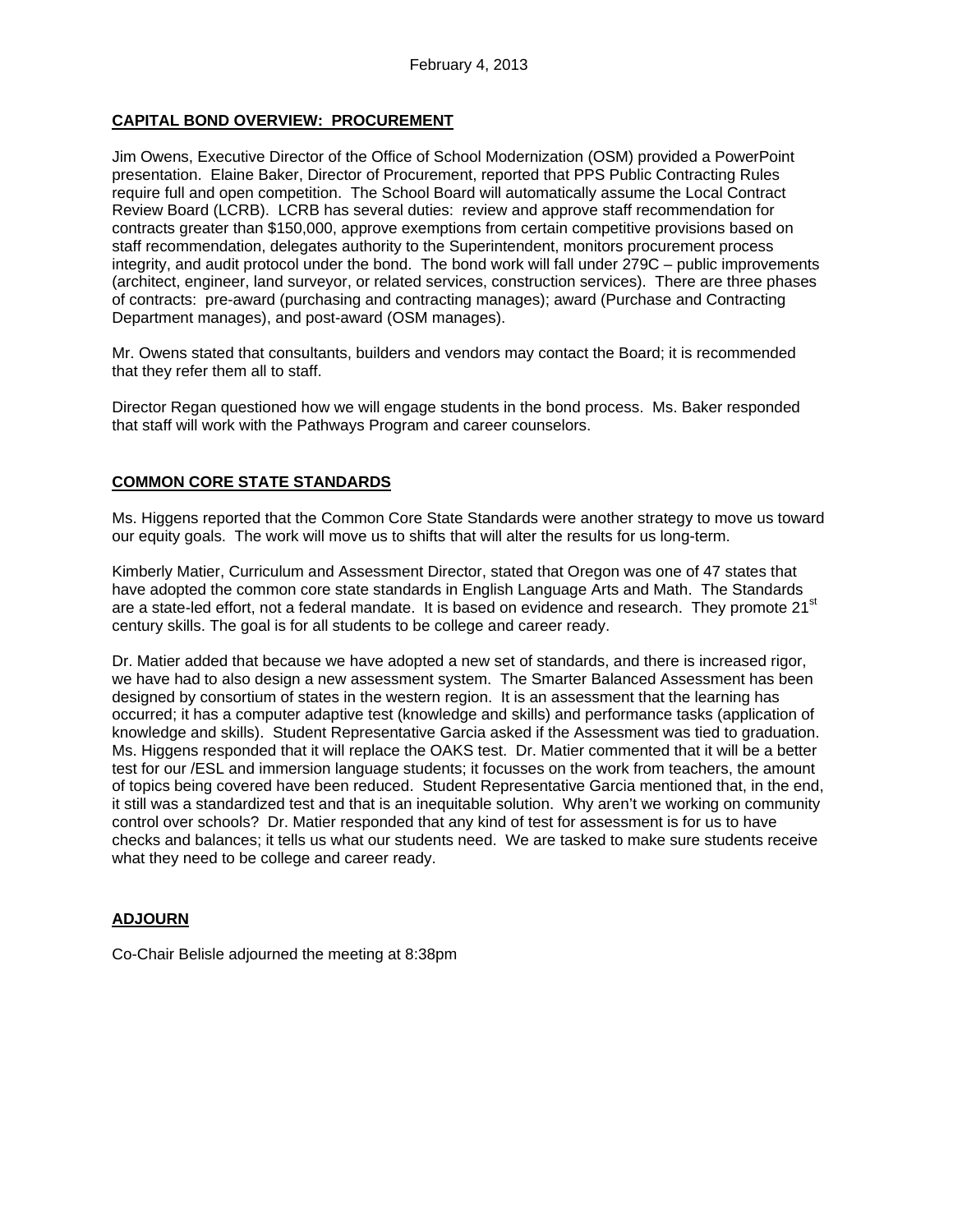February 4, 2013

**CAPITAL BOND OVERVIEW: PROCUREMENT**

Jim Owens, Executive Director of the Office of School Modernization (OSM) provided a PowerPoint presentation. Elaine Baker, Director of Procurement, reported that PPS Public Contracting Rules require full and open competition. The School Board will automatically assume the Local Contract Review Board (LCRB). LCRB has several duties: review and approve staff recommendation for contracts greater than $150,000, approve exemptions from certain competitive provisions based on staff recommendation, delegates authority to the Superintendent, monitors procurement process integrity, and audit protocol under the bond. The bond work will fall under 279C – public improvements (architect, engineer, land surveyor, or related services, construction services). There are three phases of contracts: pre-award (purchasing and contracting manages); award (Purchase and Contracting Department manages), and post-award (OSM manages).

Mr. Owens stated that consultants, builders and vendors may contact the Board; it is recommended that they refer them all to staff.

Director Regan questioned how we will engage students in the bond process. Ms. Baker responded that staff will work with the Pathways Program and career counselors.

**COMMON CORE STATE STANDARDS**

Ms. Higgens reported that the Common Core State Standards were another strategy to move us toward our equity goals. The work will move us to shifts that will alter the results for us long-term.

Kimberly Matier, Curriculum and Assessment Director, stated that Oregon was one of 47 states that have adopted the common core state standards in English Language Arts and Math. The Standards are a state-led effort, not a federal mandate. It is based on evidence and research. They promote 21st century skills. The goal is for all students to be college and career ready.

Dr. Matier added that because we have adopted a new set of standards, and there is increased rigor, we have had to also design a new assessment system. The Smarter Balanced Assessment has been designed by consortium of states in the western region. It is an assessment that the learning has occurred; it has a computer adaptive test (knowledge and skills) and performance tasks (application of knowledge and skills). Student Representative Garcia asked if the Assessment was tied to graduation. Ms. Higgens responded that it will replace the OAKS test. Dr. Matier commented that it will be a better test for our /ESL and immersion language students; it focusses on the work from teachers, the amount of topics being covered have been reduced. Student Representative Garcia mentioned that, in the end, it still was a standardized test and that is an inequitable solution. Why aren't we working on community control over schools? Dr. Matier responded that any kind of test for assessment is for us to have checks and balances; it tells us what our students need. We are tasked to make sure students receive what they need to be college and career ready.

**ADJOURN**

Co-Chair Belisle adjourned the meeting at 8:38pm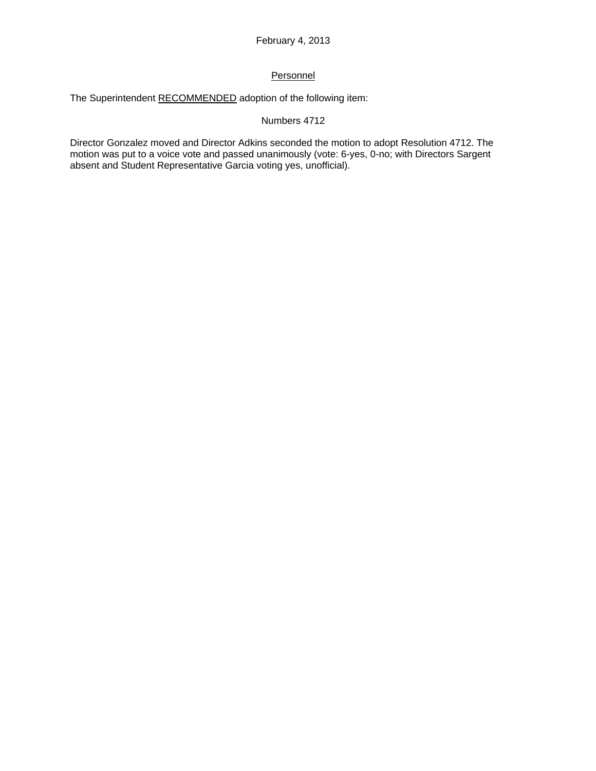February 4, 2013

Personnel

The Superintendent RECOMMENDED adoption of the following item:

Numbers 4712

Director Gonzalez moved and Director Adkins seconded the motion to adopt Resolution 4712. The motion was put to a voice vote and passed unanimously (vote: 6-yes, 0-no; with Directors Sargent absent and Student Representative Garcia voting yes, unofficial).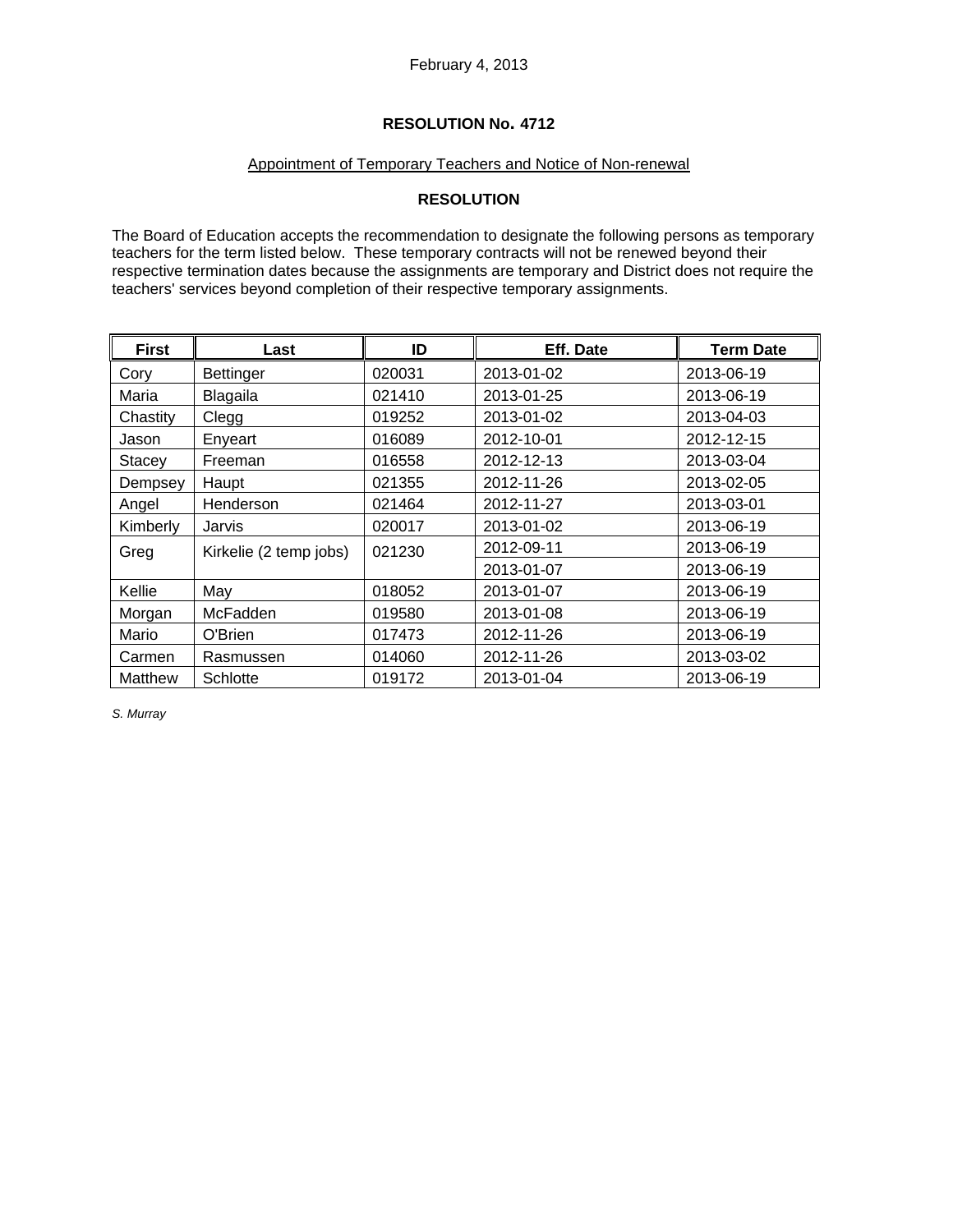February 4, 2013

**RESOLUTION No. 4712**

Appointment of Temporary Teachers and Notice of Non-renewal

**RESOLUTION**

The Board of Education accepts the recommendation to designate the following persons as temporary teachers for the term listed below. These temporary contracts will not be renewed beyond their respective termination dates because the assignments are temporary and District does not require the teachers' services beyond completion of their respective temporary assignments.

| First | Last | ID | Eff. Date | Term Date |
|---|---|---|---|---|
| Cory | Bettinger | 020031 | 2013-01-02 | 2013-06-19 |
| Maria | Blagaila | 021410 | 2013-01-25 | 2013-06-19 |
| Chastity | Clegg | 019252 | 2013-01-02 | 2013-04-03 |
| Jason | Enyeart | 016089 | 2012-10-01 | 2012-12-15 |
| Stacey | Freeman | 016558 | 2012-12-13 | 2013-03-04 |
| Dempsey | Haupt | 021355 | 2012-11-26 | 2013-02-05 |
| Angel | Henderson | 021464 | 2012-11-27 | 2013-03-01 |
| Kimberly | Jarvis | 020017 | 2013-01-02 | 2013-06-19 |
| Greg | Kirkelie (2 temp jobs) | 021230 | 2012-09-11 | 2013-06-19 |
| | | | 2013-01-07 | 2013-06-19 |
| Kellie | May | 018052 | 2013-01-07 | 2013-06-19 |
| Morgan | McFadden | 019580 | 2013-01-08 | 2013-06-19 |
| Mario | O'Brien | 017473 | 2012-11-26 | 2013-06-19 |
| Carmen | Rasmussen | 014060 | 2012-11-26 | 2013-03-02 |
| Matthew | Schlotte | 019172 | 2013-01-04 | 2013-06-19 |

*S. Murray*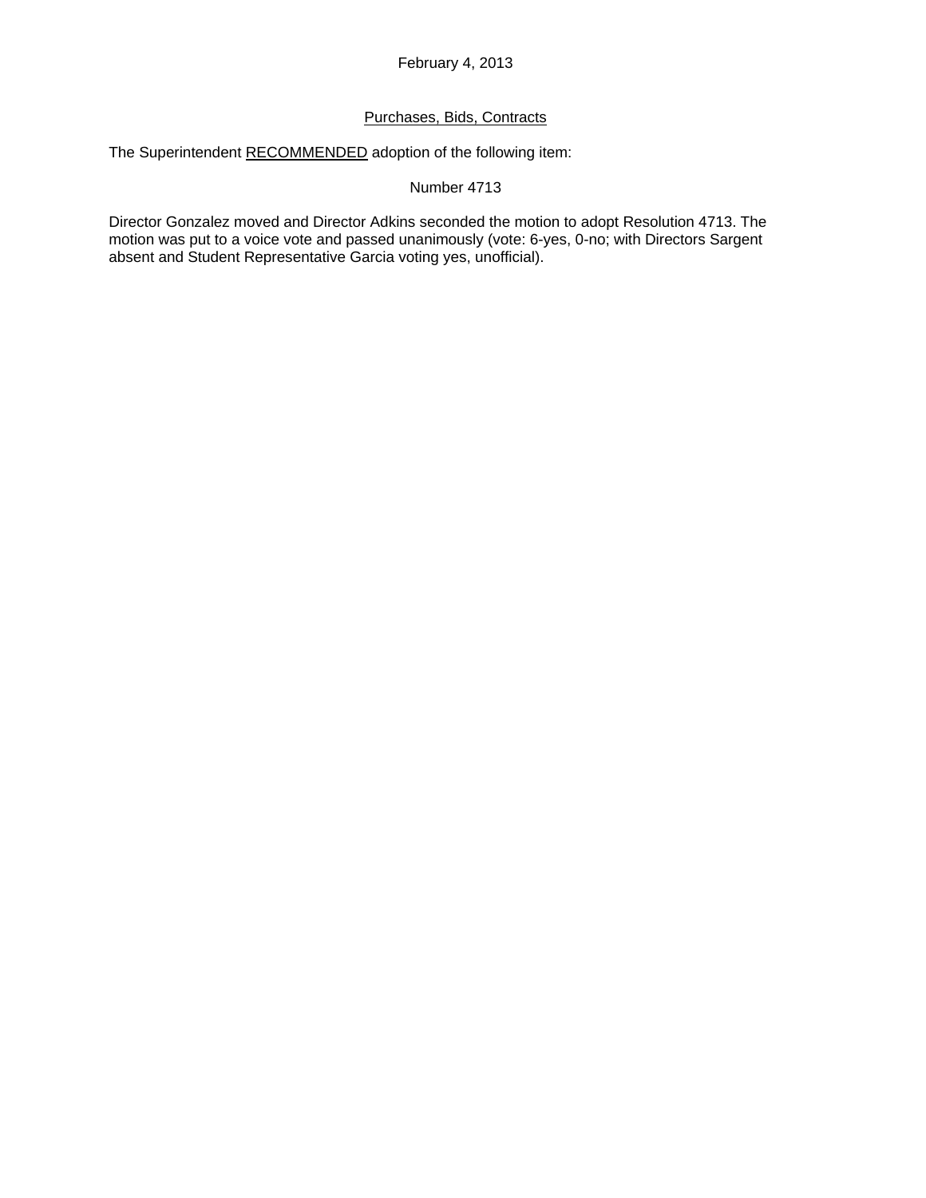February 4, 2013

Purchases, Bids, Contracts

The Superintendent RECOMMENDED adoption of the following item:

Number 4713

Director Gonzalez moved and Director Adkins seconded the motion to adopt Resolution 4713. The motion was put to a voice vote and passed unanimously (vote: 6-yes, 0-no; with Directors Sargent absent and Student Representative Garcia voting yes, unofficial).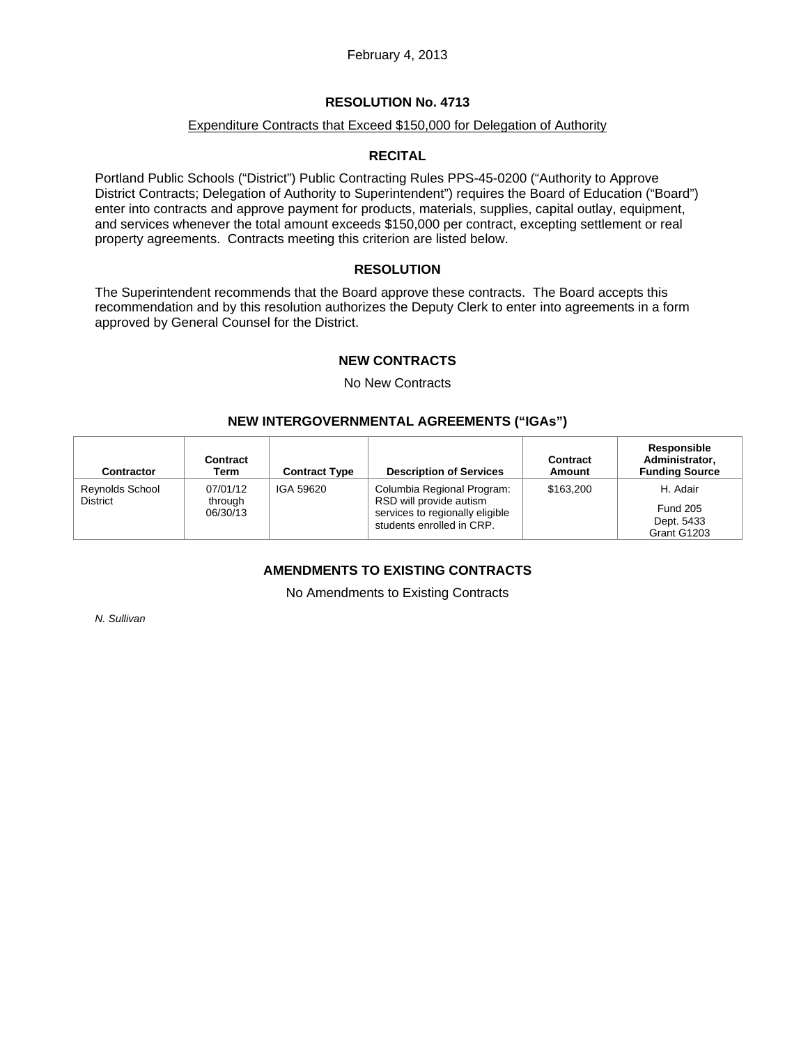February 4, 2013

# RESOLUTION No. 4713

Expenditure Contracts that Exceed $150,000 for Delegation of Authority

## RECITAL

Portland Public Schools ("District") Public Contracting Rules PPS-45-0200 ("Authority to Approve District Contracts; Delegation of Authority to Superintendent") requires the Board of Education ("Board") enter into contracts and approve payment for products, materials, supplies, capital outlay, equipment, and services whenever the total amount exceeds $150,000 per contract, excepting settlement or real property agreements. Contracts meeting this criterion are listed below.

## RESOLUTION

The Superintendent recommends that the Board approve these contracts. The Board accepts this recommendation and by this resolution authorizes the Deputy Clerk to enter into agreements in a form approved by General Counsel for the District.

## NEW CONTRACTS

No New Contracts

## NEW INTERGOVERNMENTAL AGREEMENTS ("IGAs")

| Contractor | Contract Term | Contract Type | Description of Services | Contract Amount | Responsible Administrator, Funding Source |
|---|---|---|---|---|---|
| Reynolds School District | 07/01/12 through 06/30/13 | IGA 59620 | Columbia Regional Program: RSD will provide autism services to regionally eligible students enrolled in CRP. | $163,200 | H. Adair<br>Fund 205<br>Dept. 5433<br>Grant G1203 |

## AMENDMENTS TO EXISTING CONTRACTS

No Amendments to Existing Contracts

*N. Sullivan*